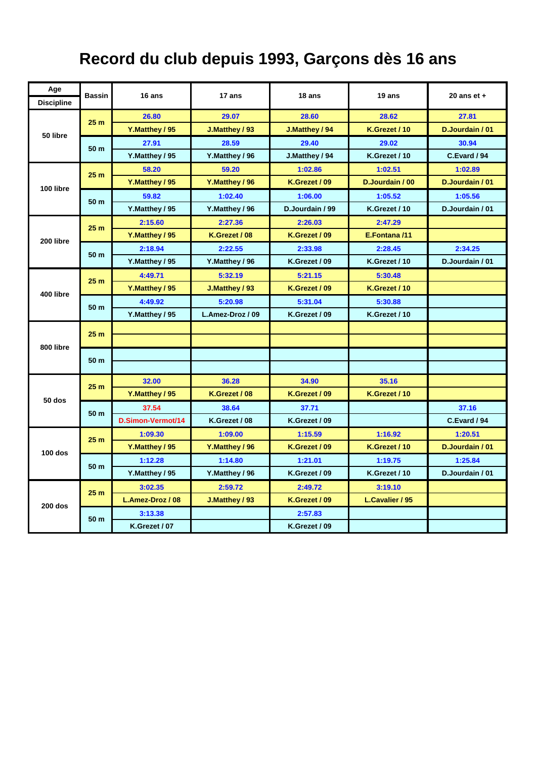# Record du club depuis 1993, Garçons dès 16 ans

| Age / Discipline | Bassin | 16 ans | 17 ans | 18 ans | 19 ans | 20 ans et + |
|---|---|---|---|---|---|---|
| 50 libre | 25 m | 26.80 | 29.07 | 28.60 | 28.62 | 27.81 |
| | | Y.Matthey / 95 | J.Matthey / 93 | J.Matthey / 94 | K.Grezet / 10 | D.Jourdain / 01 |
| | 50 m | 27.91 | 28.59 | 29.40 | 29.02 | 30.94 |
| | | Y.Matthey / 95 | Y.Matthey / 96 | J.Matthey / 94 | K.Grezet / 10 | C.Evard / 94 |
| 100 libre | 25 m | 58.20 | 59.20 | 1:02.86 | 1:02.51 | 1:02.89 |
| | | Y.Matthey / 95 | Y.Matthey / 96 | K.Grezet / 09 | D.Jourdain / 00 | D.Jourdain / 01 |
| | 50 m | 59.82 | 1:02.40 | 1:06.00 | 1:05.52 | 1:05.56 |
| | | Y.Matthey / 95 | Y.Matthey / 96 | D.Jourdain / 99 | K.Grezet / 10 | D.Jourdain / 01 |
| 200 libre | 25 m | 2:15.60 | 2:27.36 | 2:26.03 | 2:47.29 | |
| | | Y.Matthey / 95 | K.Grezet / 08 | K.Grezet / 09 | E.Fontana /11 | |
| | 50 m | 2:18.94 | 2:22.55 | 2:33.98 | 2:28.45 | 2:34.25 |
| | | Y.Matthey / 95 | Y.Matthey / 96 | K.Grezet / 09 | K.Grezet / 10 | D.Jourdain / 01 |
| 400 libre | 25 m | 4:49.71 | 5:32.19 | 5:21.15 | 5:30.48 | |
| | | Y.Matthey / 95 | J.Matthey / 93 | K.Grezet / 09 | K.Grezet / 10 | |
| | 50 m | 4:49.92 | 5:20.98 | 5:31.04 | 5:30.88 | |
| | | Y.Matthey / 95 | L.Amez-Droz / 09 | K.Grezet / 09 | K.Grezet / 10 | |
| 800 libre | 25 m | | | | | |
| | | | | | | |
| | 50 m | | | | | |
| | | | | | | |
| 50 dos | 25 m | 32.00 | 36.28 | 34.90 | 35.16 | |
| | | Y.Matthey / 95 | K.Grezet / 08 | K.Grezet / 09 | K.Grezet / 10 | |
| | 50 m | 37.54 | 38.64 | 37.71 | | 37.16 |
| | | D.Simon-Vermot/14 | K.Grezet / 08 | K.Grezet / 09 | | C.Evard / 94 |
| 100 dos | 25 m | 1:09.30 | 1:09.00 | 1:15.59 | 1:16.92 | 1:20.51 |
| | | Y.Matthey / 95 | Y.Matthey / 96 | K.Grezet / 09 | K.Grezet / 10 | D.Jourdain / 01 |
| | 50 m | 1:12.28 | 1:14.80 | 1:21.01 | 1:19.75 | 1:25.84 |
| | | Y.Matthey / 95 | Y.Matthey / 96 | K.Grezet / 09 | K.Grezet / 10 | D.Jourdain / 01 |
| 200 dos | 25 m | 3:02.35 | 2:59.72 | 2:49.72 | 3:19.10 | |
| | | L.Amez-Droz / 08 | J.Matthey / 93 | K.Grezet / 09 | L.Cavalier / 95 | |
| | 50 m | 3:13.38 | | 2:57.83 | | |
| | | K.Grezet / 07 | | K.Grezet / 09 | | |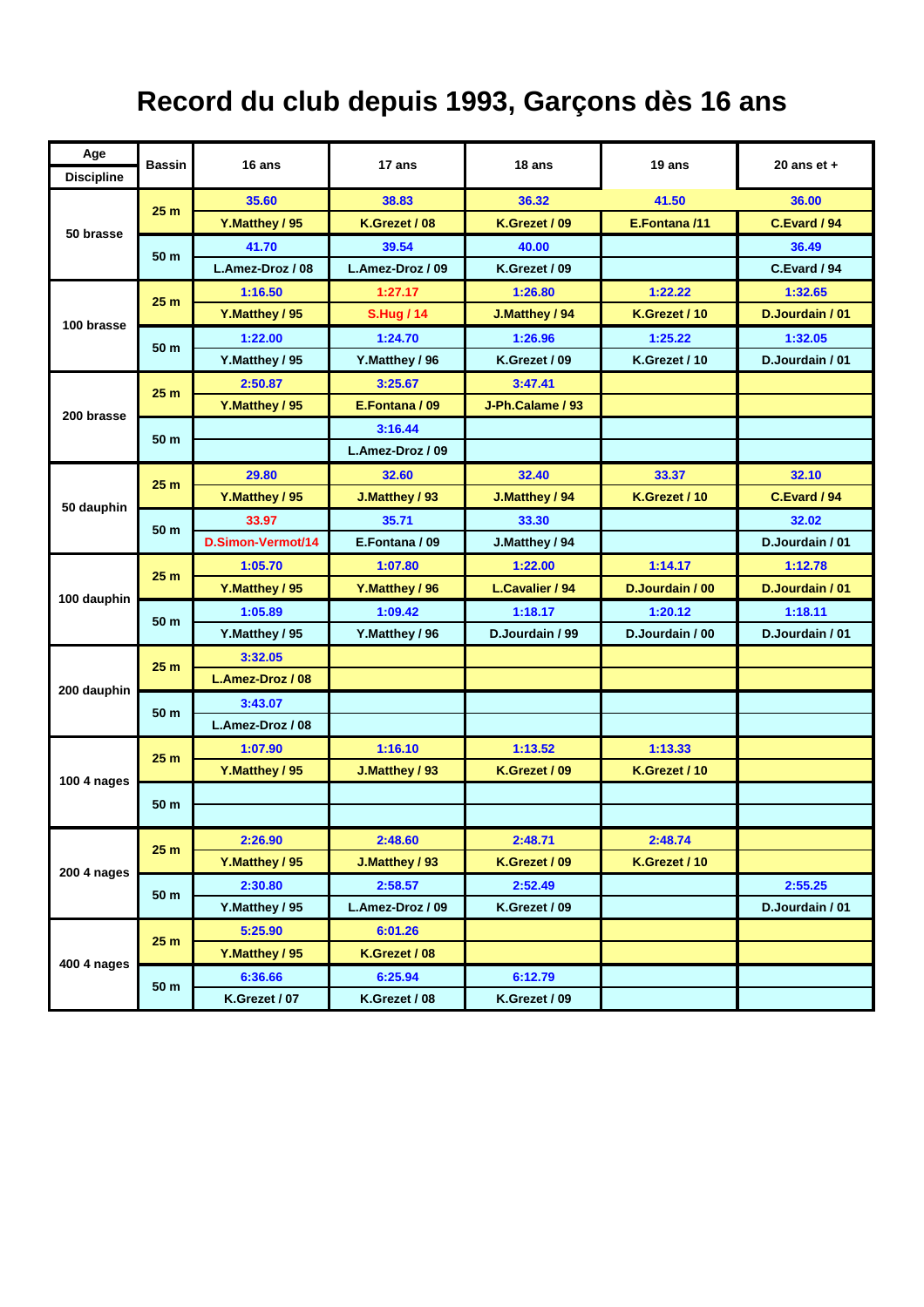# Record du club depuis 1993, Garçons dès 16 ans

| Age / Discipline | Bassin | 16 ans | 17 ans | 18 ans | 19 ans | 20 ans et + |
|---|---|---|---|---|---|---|
| 50 brasse | 25 m | 35.60 | 38.83 | 36.32 | 41.50 | 36.00 |
| | | Y.Matthey / 95 | K.Grezet / 08 | K.Grezet / 09 | E.Fontana /11 | C.Evard / 94 |
| | 50 m | 41.70 | 39.54 | 40.00 | | 36.49 |
| | | L.Amez-Droz / 08 | L.Amez-Droz / 09 | K.Grezet / 09 | | C.Evard / 94 |
| 100 brasse | 25 m | 1:16.50 | 1:27.17 | 1:26.80 | 1:22.22 | 1:32.65 |
| | | Y.Matthey / 95 | S.Hug / 14 | J.Matthey / 94 | K.Grezet / 10 | D.Jourdain / 01 |
| | 50 m | 1:22.00 | 1:24.70 | 1:26.96 | 1:25.22 | 1:32.05 |
| | | Y.Matthey / 95 | Y.Matthey / 96 | K.Grezet / 09 | K.Grezet / 10 | D.Jourdain / 01 |
| 200 brasse | 25 m | 2:50.87 | 3:25.67 | 3:47.41 | | |
| | | Y.Matthey / 95 | E.Fontana / 09 | J-Ph.Calame / 93 | | |
| | 50 m | | 3:16.44 | | | |
| | | | L.Amez-Droz / 09 | | | |
| 50 dauphin | 25 m | 29.80 | 32.60 | 32.40 | 33.37 | 32.10 |
| | | Y.Matthey / 95 | J.Matthey / 93 | J.Matthey / 94 | K.Grezet / 10 | C.Evard / 94 |
| | 50 m | 33.97 | 35.71 | 33.30 | | 32.02 |
| | | D.Simon-Vermot/14 | E.Fontana / 09 | J.Matthey / 94 | | D.Jourdain / 01 |
| 100 dauphin | 25 m | 1:05.70 | 1:07.80 | 1:22.00 | 1:14.17 | 1:12.78 |
| | | Y.Matthey / 95 | Y.Matthey / 96 | L.Cavalier / 94 | D.Jourdain / 00 | D.Jourdain / 01 |
| | 50 m | 1:05.89 | 1:09.42 | 1:18.17 | 1:20.12 | 1:18.11 |
| | | Y.Matthey / 95 | Y.Matthey / 96 | D.Jourdain / 99 | D.Jourdain / 00 | D.Jourdain / 01 |
| 200 dauphin | 25 m | 3:32.05 | | | | |
| | | L.Amez-Droz / 08 | | | | |
| | 50 m | 3:43.07 | | | | |
| | | L.Amez-Droz / 08 | | | | |
| 100 4 nages | 25 m | 1:07.90 | 1:16.10 | 1:13.52 | 1:13.33 | |
| | | Y.Matthey / 95 | J.Matthey / 93 | K.Grezet / 09 | K.Grezet / 10 | |
| | 50 m | | | | | |
| | | | | | | |
| 200 4 nages | 25 m | 2:26.90 | 2:48.60 | 2:48.71 | 2:48.74 | |
| | | Y.Matthey / 95 | J.Matthey / 93 | K.Grezet / 09 | K.Grezet / 10 | |
| | 50 m | 2:30.80 | 2:58.57 | 2:52.49 | | 2:55.25 |
| | | Y.Matthey / 95 | L.Amez-Droz / 09 | K.Grezet / 09 | | D.Jourdain / 01 |
| 400 4 nages | 25 m | 5:25.90 | 6:01.26 | | | |
| | | Y.Matthey / 95 | K.Grezet / 08 | | | |
| | 50 m | 6:36.66 | 6:25.94 | 6:12.79 | | |
| | | K.Grezet / 07 | K.Grezet / 08 | K.Grezet / 09 | | |